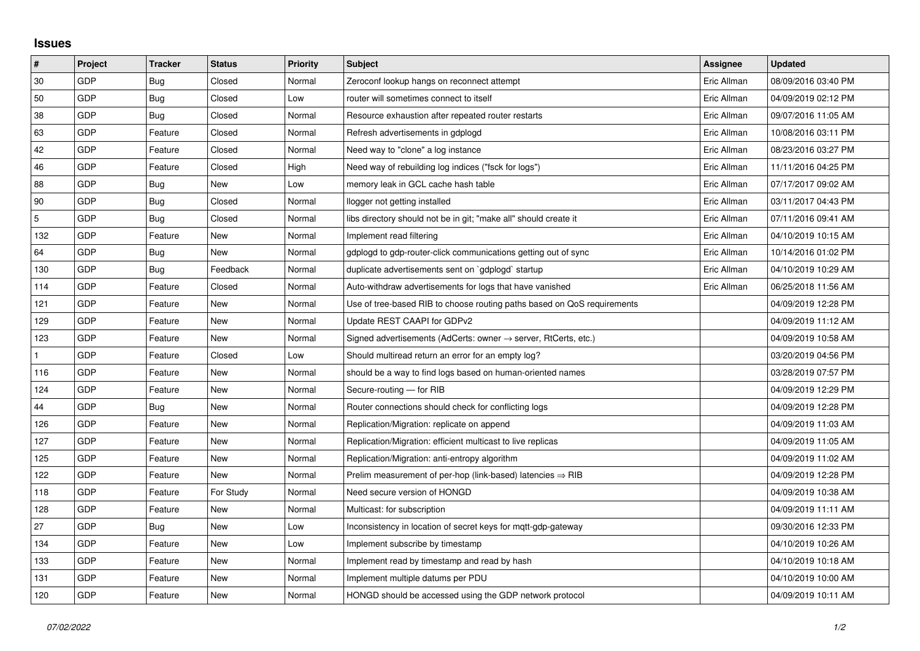## Issues

| # | Project | Tracker | Status | Priority | Subject | Assignee | Updated |
|---|---|---|---|---|---|---|---|
| 30 | GDP | Bug | Closed | Normal | Zeroconf lookup hangs on reconnect attempt | Eric Allman | 08/09/2016 03:40 PM |
| 50 | GDP | Bug | Closed | Low | router will sometimes connect to itself | Eric Allman | 04/09/2019 02:12 PM |
| 38 | GDP | Bug | Closed | Normal | Resource exhaustion after repeated router restarts | Eric Allman | 09/07/2016 11:05 AM |
| 63 | GDP | Feature | Closed | Normal | Refresh advertisements in gdplogd | Eric Allman | 10/08/2016 03:11 PM |
| 42 | GDP | Feature | Closed | Normal | Need way to "clone" a log instance | Eric Allman | 08/23/2016 03:27 PM |
| 46 | GDP | Feature | Closed | High | Need way of rebuilding log indices ("fsck for logs") | Eric Allman | 11/11/2016 04:25 PM |
| 88 | GDP | Bug | New | Low | memory leak in GCL cache hash table | Eric Allman | 07/17/2017 09:02 AM |
| 90 | GDP | Bug | Closed | Normal | llogger not getting installed | Eric Allman | 03/11/2017 04:43 PM |
| 5 | GDP | Bug | Closed | Normal | libs directory should not be in git; "make all" should create it | Eric Allman | 07/11/2016 09:41 AM |
| 132 | GDP | Feature | New | Normal | Implement read filtering | Eric Allman | 04/10/2019 10:15 AM |
| 64 | GDP | Bug | New | Normal | gdplogd to gdp-router-click communications getting out of sync | Eric Allman | 10/14/2016 01:02 PM |
| 130 | GDP | Bug | Feedback | Normal | duplicate advertisements sent on `gdplogd` startup | Eric Allman | 04/10/2019 10:29 AM |
| 114 | GDP | Feature | Closed | Normal | Auto-withdraw advertisements for logs that have vanished | Eric Allman | 06/25/2018 11:56 AM |
| 121 | GDP | Feature | New | Normal | Use of tree-based RIB to choose routing paths based on QoS requirements | | 04/09/2019 12:28 PM |
| 129 | GDP | Feature | New | Normal | Update REST CAAPI for GDPv2 | | 04/09/2019 11:12 AM |
| 123 | GDP | Feature | New | Normal | Signed advertisements (AdCerts: owner → server, RtCerts, etc.) | | 04/09/2019 10:58 AM |
| 1 | GDP | Feature | Closed | Low | Should multiread return an error for an empty log? | | 03/20/2019 04:56 PM |
| 116 | GDP | Feature | New | Normal | should be a way to find logs based on human-oriented names | | 03/28/2019 07:57 PM |
| 124 | GDP | Feature | New | Normal | Secure-routing — for RIB | | 04/09/2019 12:29 PM |
| 44 | GDP | Bug | New | Normal | Router connections should check for conflicting logs | | 04/09/2019 12:28 PM |
| 126 | GDP | Feature | New | Normal | Replication/Migration: replicate on append | | 04/09/2019 11:03 AM |
| 127 | GDP | Feature | New | Normal | Replication/Migration: efficient multicast to live replicas | | 04/09/2019 11:05 AM |
| 125 | GDP | Feature | New | Normal | Replication/Migration: anti-entropy algorithm | | 04/09/2019 11:02 AM |
| 122 | GDP | Feature | New | Normal | Prelim measurement of per-hop (link-based) latencies ⇒ RIB | | 04/09/2019 12:28 PM |
| 118 | GDP | Feature | For Study | Normal | Need secure version of HONGD | | 04/09/2019 10:38 AM |
| 128 | GDP | Feature | New | Normal | Multicast: for subscription | | 04/09/2019 11:11 AM |
| 27 | GDP | Bug | New | Low | Inconsistency in location of secret keys for mqtt-gdp-gateway | | 09/30/2016 12:33 PM |
| 134 | GDP | Feature | New | Low | Implement subscribe by timestamp | | 04/10/2019 10:26 AM |
| 133 | GDP | Feature | New | Normal | Implement read by timestamp and read by hash | | 04/10/2019 10:18 AM |
| 131 | GDP | Feature | New | Normal | Implement multiple datums per PDU | | 04/10/2019 10:00 AM |
| 120 | GDP | Feature | New | Normal | HONGD should be accessed using the GDP network protocol | | 04/09/2019 10:11 AM |

*07/02/2022*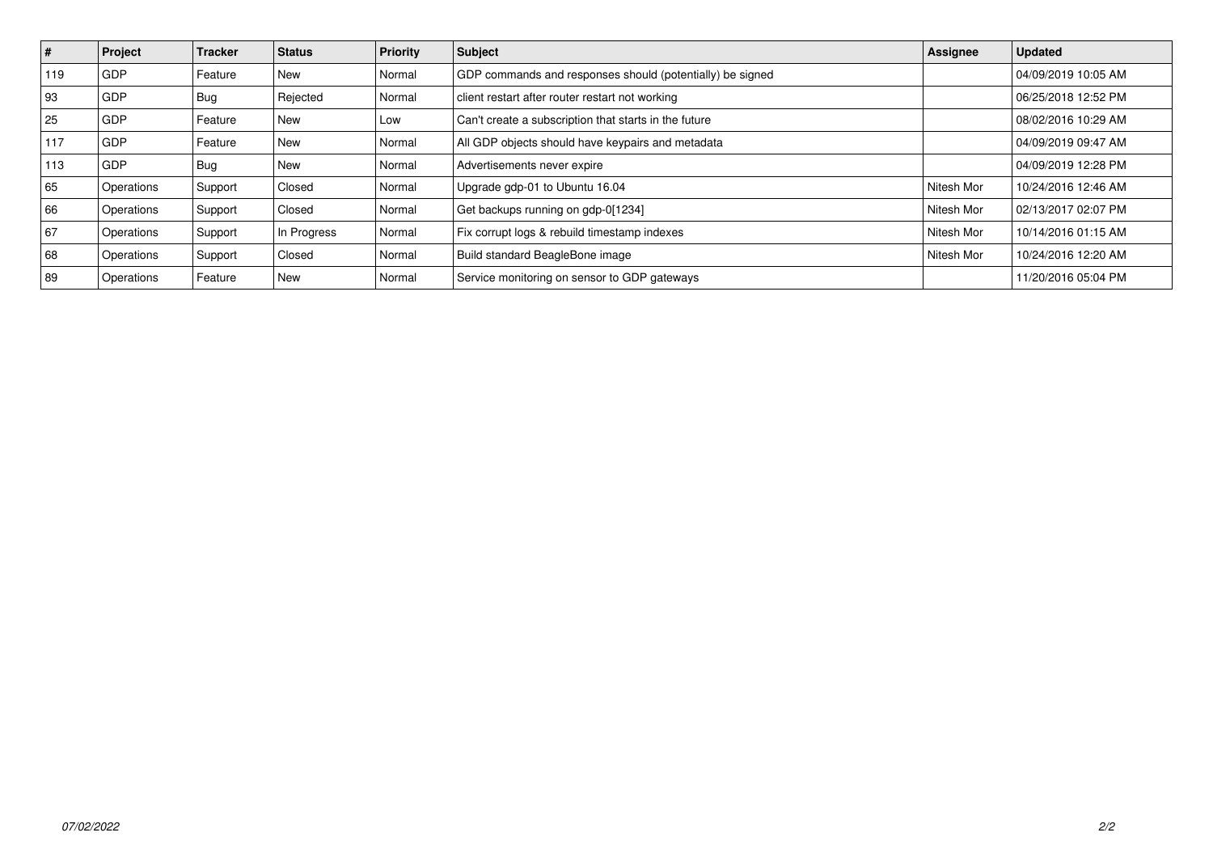| # | Project | Tracker | Status | Priority | Subject | Assignee | Updated |
|---|---|---|---|---|---|---|---|
| 119 | GDP | Feature | New | Normal | GDP commands and responses should (potentially) be signed | | 04/09/2019 10:05 AM |
| 93 | GDP | Bug | Rejected | Normal | client restart after router restart not working | | 06/25/2018 12:52 PM |
| 25 | GDP | Feature | New | Low | Can't create a subscription that starts in the future | | 08/02/2016 10:29 AM |
| 117 | GDP | Feature | New | Normal | All GDP objects should have keypairs and metadata | | 04/09/2019 09:47 AM |
| 113 | GDP | Bug | New | Normal | Advertisements never expire | | 04/09/2019 12:28 PM |
| 65 | Operations | Support | Closed | Normal | Upgrade gdp-01 to Ubuntu 16.04 | Nitesh Mor | 10/24/2016 12:46 AM |
| 66 | Operations | Support | Closed | Normal | Get backups running on gdp-0[1234] | Nitesh Mor | 02/13/2017 02:07 PM |
| 67 | Operations | Support | In Progress | Normal | Fix corrupt logs & rebuild timestamp indexes | Nitesh Mor | 10/14/2016 01:15 AM |
| 68 | Operations | Support | Closed | Normal | Build standard BeagleBone image | Nitesh Mor | 10/24/2016 12:20 AM |
| 89 | Operations | Feature | New | Normal | Service monitoring on sensor to GDP gateways | | 11/20/2016 05:04 PM |